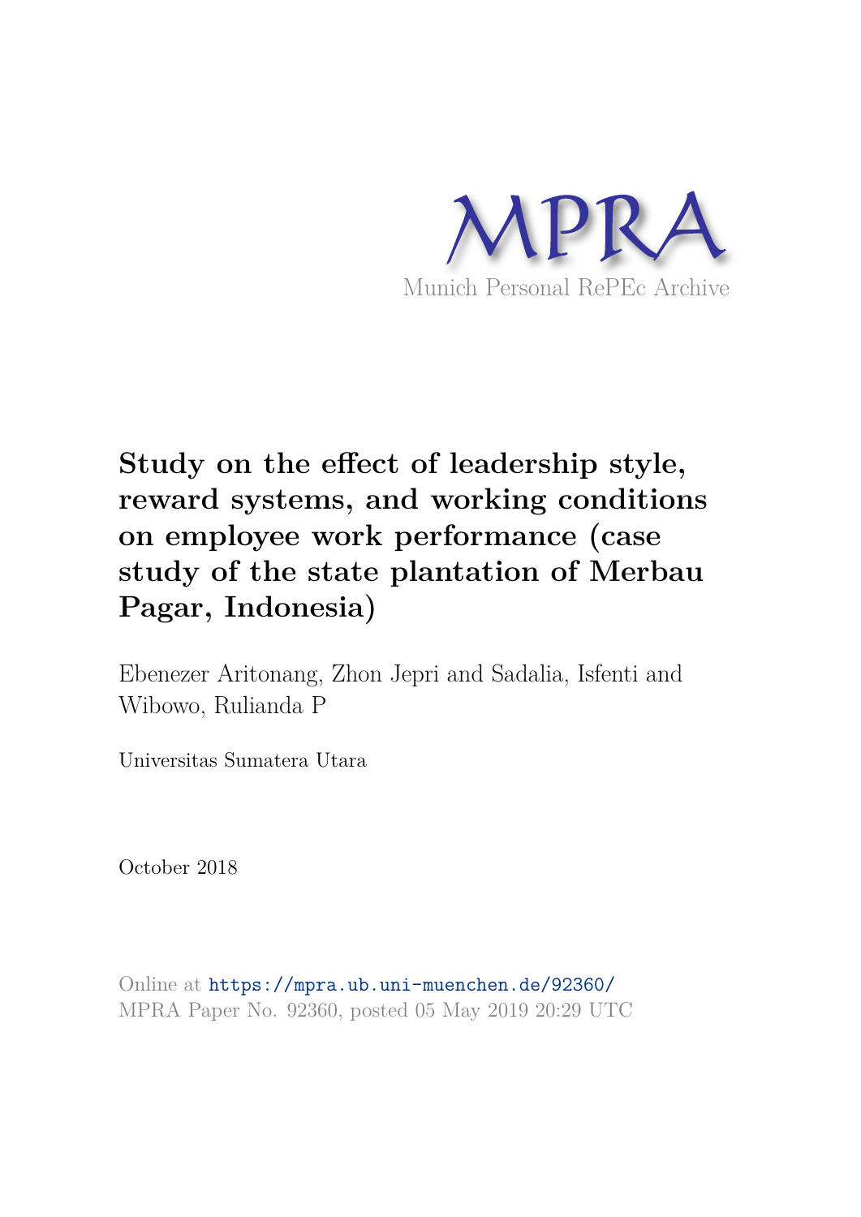MPRA

Munich Personal RePEc Archive

# Study on the effect of leadership style, reward systems, and working conditions on employee work performance (case study of the state plantation of Merbau Pagar, Indonesia)

Ebenezer Aritonang, Zhon Jepri and Sadalia, Isfenti and Wibowo, Rulianda P

Universitas Sumatera Utara

October 2018

Online at https://mpra.ub.uni-muenchen.de/92360/
MPRA Paper No. 92360, posted 05 May 2019 20:29 UTC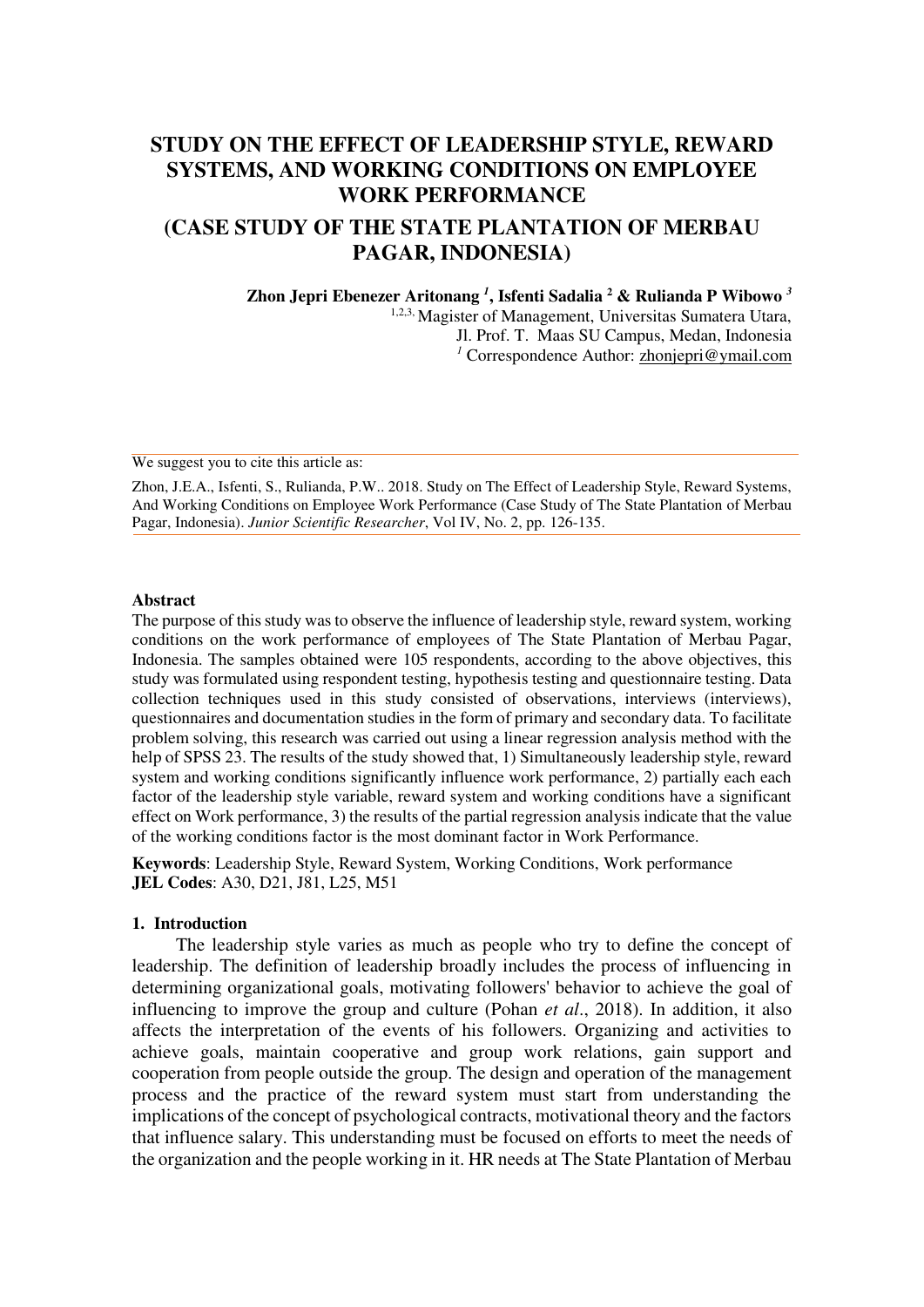# STUDY ON THE EFFECT OF LEADERSHIP STYLE, REWARD SYSTEMS, AND WORKING CONDITIONS ON EMPLOYEE WORK PERFORMANCE

## (CASE STUDY OF THE STATE PLANTATION OF MERBAU PAGAR, INDONESIA)

**Zhon Jepri Ebenezer Aritonang [1], Isfenti Sadalia [2] & Rulianda P Wibowo [3]**

[1,2,3] Magister of Management, Universitas Sumatera Utara,
Jl. Prof. T. Maas SU Campus, Medan, Indonesia
[1] Correspondence Author: zhonjepri@ymail.com

We suggest you to cite this article as:

Zhon, J.E.A., Isfenti, S., Rulianda, P.W.. 2018. Study on The Effect of Leadership Style, Reward Systems, And Working Conditions on Employee Work Performance (Case Study of The State Plantation of Merbau Pagar, Indonesia). *Junior Scientific Researcher*, Vol IV, No. 2, pp. 126-135.

**Abstract**

The purpose of this study was to observe the influence of leadership style, reward system, working conditions on the work performance of employees of The State Plantation of Merbau Pagar, Indonesia. The samples obtained were 105 respondents, according to the above objectives, this study was formulated using respondent testing, hypothesis testing and questionnaire testing. Data collection techniques used in this study consisted of observations, interviews (interviews), questionnaires and documentation studies in the form of primary and secondary data. To facilitate problem solving, this research was carried out using a linear regression analysis method with the help of SPSS 23. The results of the study showed that, 1) Simultaneously leadership style, reward system and working conditions significantly influence work performance, 2) partially each each factor of the leadership style variable, reward system and working conditions have a significant effect on Work performance, 3) the results of the partial regression analysis indicate that the value of the working conditions factor is the most dominant factor in Work Performance.

**Keywords**: Leadership Style, Reward System, Working Conditions, Work performance
**JEL Codes**: A30, D21, J81, L25, M51

## 1. Introduction

The leadership style varies as much as people who try to define the concept of leadership. The definition of leadership broadly includes the process of influencing in determining organizational goals, motivating followers' behavior to achieve the goal of influencing to improve the group and culture (Pohan *et al*., 2018). In addition, it also affects the interpretation of the events of his followers. Organizing and activities to achieve goals, maintain cooperative and group work relations, gain support and cooperation from people outside the group. The design and operation of the management process and the practice of the reward system must start from understanding the implications of the concept of psychological contracts, motivational theory and the factors that influence salary. This understanding must be focused on efforts to meet the needs of the organization and the people working in it. HR needs at The State Plantation of Merbau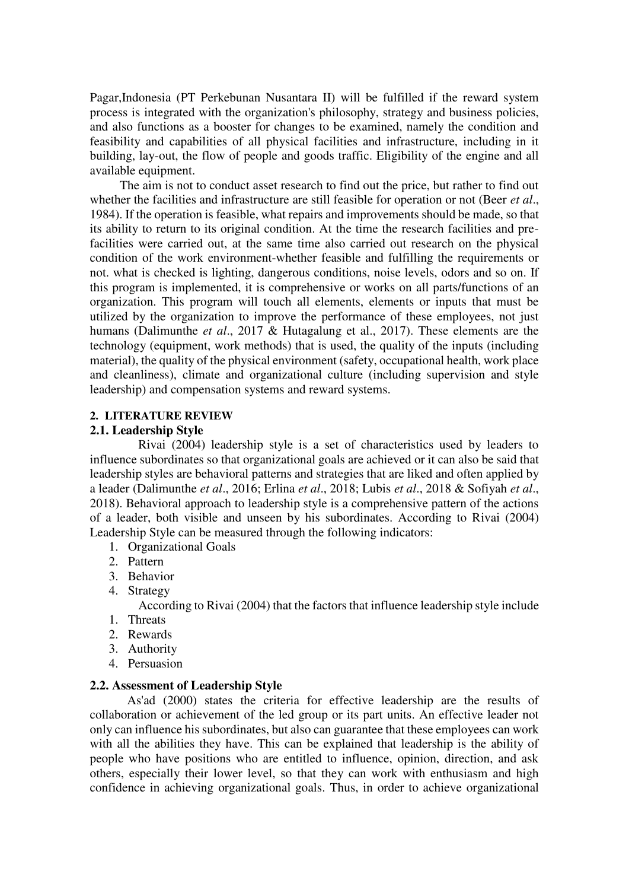Pagar,Indonesia (PT Perkebunan Nusantara II) will be fulfilled if the reward system process is integrated with the organization's philosophy, strategy and business policies, and also functions as a booster for changes to be examined, namely the condition and feasibility and capabilities of all physical facilities and infrastructure, including in it building, lay-out, the flow of people and goods traffic. Eligibility of the engine and all available equipment.

The aim is not to conduct asset research to find out the price, but rather to find out whether the facilities and infrastructure are still feasible for operation or not (Beer *et al*., 1984). If the operation is feasible, what repairs and improvements should be made, so that its ability to return to its original condition. At the time the research facilities and pre-facilities were carried out, at the same time also carried out research on the physical condition of the work environment-whether feasible and fulfilling the requirements or not. what is checked is lighting, dangerous conditions, noise levels, odors and so on. If this program is implemented, it is comprehensive or works on all parts/functions of an organization. This program will touch all elements, elements or inputs that must be utilized by the organization to improve the performance of these employees, not just humans (Dalimunthe *et al*., 2017 & Hutagalung et al., 2017). These elements are the technology (equipment, work methods) that is used, the quality of the inputs (including material), the quality of the physical environment (safety, occupational health, work place and cleanliness), climate and organizational culture (including supervision and style leadership) and compensation systems and reward systems.

## 2. LITERATURE REVIEW

### 2.1. Leadership Style

Rivai (2004) leadership style is a set of characteristics used by leaders to influence subordinates so that organizational goals are achieved or it can also be said that leadership styles are behavioral patterns and strategies that are liked and often applied by a leader (Dalimunthe *et al*., 2016; Erlina *et al*., 2018; Lubis *et al*., 2018 & Sofiyah *et al*., 2018). Behavioral approach to leadership style is a comprehensive pattern of the actions of a leader, both visible and unseen by his subordinates. According to Rivai (2004) Leadership Style can be measured through the following indicators:

1. Organizational Goals
2. Pattern
3. Behavior
4. Strategy

According to Rivai (2004) that the factors that influence leadership style include

1. Threats
2. Rewards
3. Authority
4. Persuasion

### 2.2. Assessment of Leadership Style

As'ad (2000) states the criteria for effective leadership are the results of collaboration or achievement of the led group or its part units. An effective leader not only can influence his subordinates, but also can guarantee that these employees can work with all the abilities they have. This can be explained that leadership is the ability of people who have positions who are entitled to influence, opinion, direction, and ask others, especially their lower level, so that they can work with enthusiasm and high confidence in achieving organizational goals. Thus, in order to achieve organizational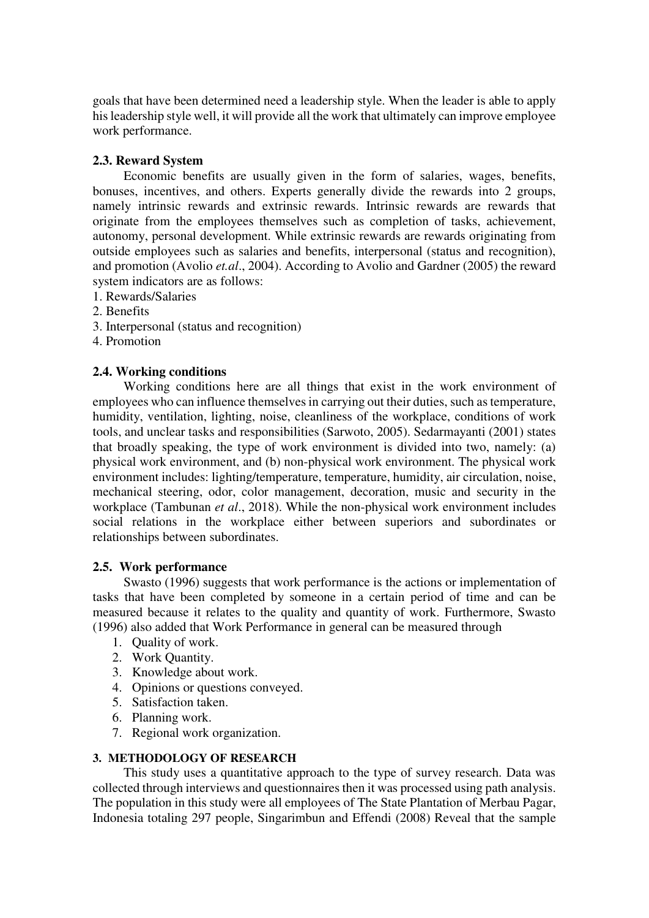goals that have been determined need a leadership style. When the leader is able to apply his leadership style well, it will provide all the work that ultimately can improve employee work performance.

### 2.3. Reward System

Economic benefits are usually given in the form of salaries, wages, benefits, bonuses, incentives, and others. Experts generally divide the rewards into 2 groups, namely intrinsic rewards and extrinsic rewards. Intrinsic rewards are rewards that originate from the employees themselves such as completion of tasks, achievement, autonomy, personal development. While extrinsic rewards are rewards originating from outside employees such as salaries and benefits, interpersonal (status and recognition), and promotion (Avolio *et.al*., 2004). According to Avolio and Gardner (2005) the reward system indicators are as follows:

1. Rewards/Salaries
2. Benefits
3. Interpersonal (status and recognition)
4. Promotion

### 2.4. Working conditions

Working conditions here are all things that exist in the work environment of employees who can influence themselves in carrying out their duties, such as temperature, humidity, ventilation, lighting, noise, cleanliness of the workplace, conditions of work tools, and unclear tasks and responsibilities (Sarwoto, 2005). Sedarmayanti (2001) states that broadly speaking, the type of work environment is divided into two, namely: (a) physical work environment, and (b) non-physical work environment. The physical work environment includes: lighting/temperature, temperature, humidity, air circulation, noise, mechanical steering, odor, color management, decoration, music and security in the workplace (Tambunan *et al*., 2018). While the non-physical work environment includes social relations in the workplace either between superiors and subordinates or relationships between subordinates.

### 2.5. Work performance

Swasto (1996) suggests that work performance is the actions or implementation of tasks that have been completed by someone in a certain period of time and can be measured because it relates to the quality and quantity of work. Furthermore, Swasto (1996) also added that Work Performance in general can be measured through

1. Quality of work.
2. Work Quantity.
3. Knowledge about work.
4. Opinions or questions conveyed.
5. Satisfaction taken.
6. Planning work.
7. Regional work organization.

## 3. METHODOLOGY OF RESEARCH

This study uses a quantitative approach to the type of survey research. Data was collected through interviews and questionnaires then it was processed using path analysis. The population in this study were all employees of The State Plantation of Merbau Pagar, Indonesia totaling 297 people, Singarimbun and Effendi (2008) Reveal that the sample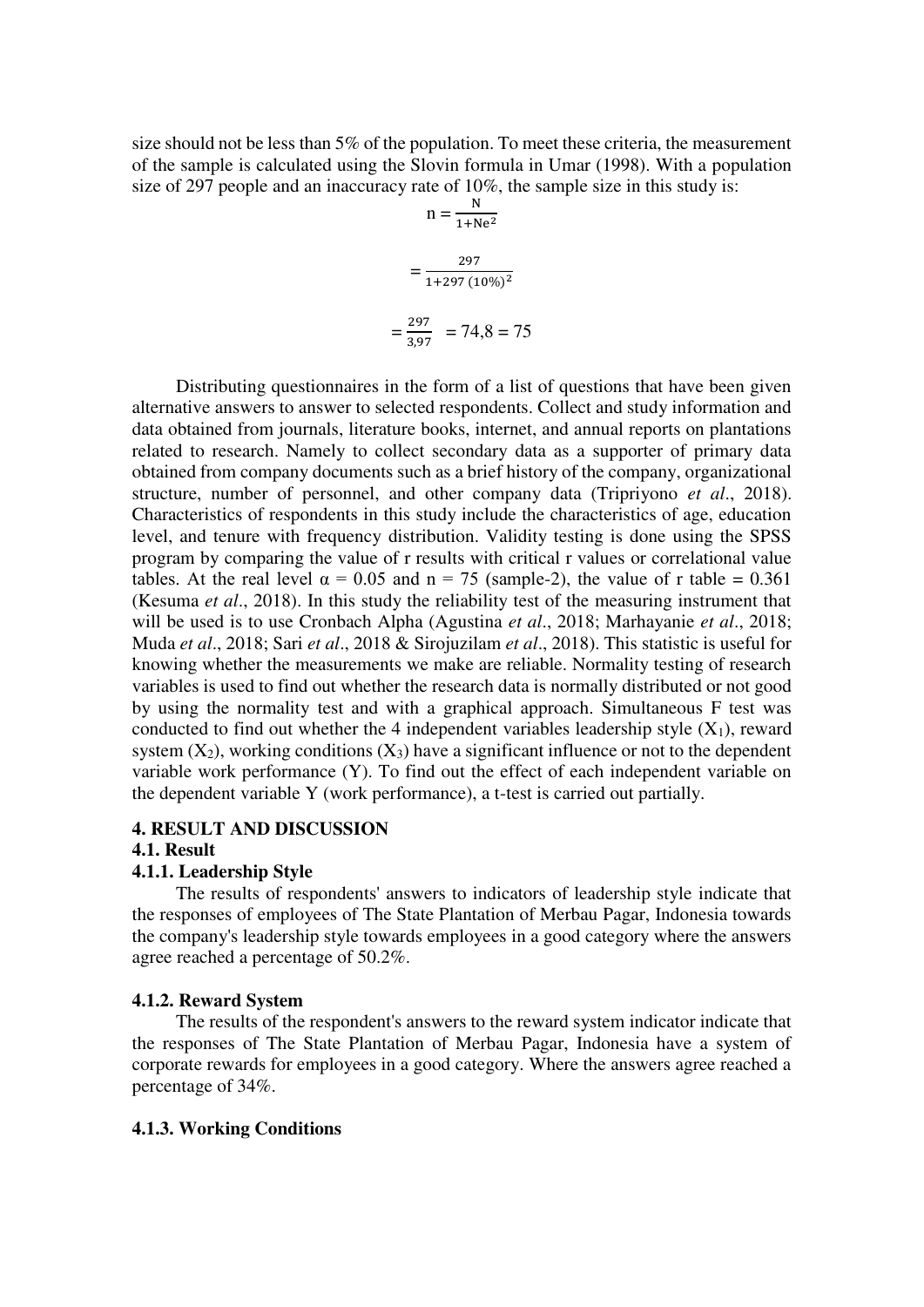size should not be less than 5% of the population. To meet these criteria, the measurement of the sample is calculated using the Slovin formula in Umar (1998). With a population size of 297 people and an inaccuracy rate of 10%, the sample size in this study is:

$$n = \frac{N}{1+Ne^2}$$

$$= \frac{297}{1+297\,(10\%)^2}$$

$$= \frac{297}{3{,}97} = 74{,}8 = 75$$

Distributing questionnaires in the form of a list of questions that have been given alternative answers to answer to selected respondents. Collect and study information and data obtained from journals, literature books, internet, and annual reports on plantations related to research. Namely to collect secondary data as a supporter of primary data obtained from company documents such as a brief history of the company, organizational structure, number of personnel, and other company data (Tripriyono *et al*., 2018). Characteristics of respondents in this study include the characteristics of age, education level, and tenure with frequency distribution. Validity testing is done using the SPSS program by comparing the value of r results with critical r values or correlational value tables. At the real level $\alpha = 0.05$ and $n = 75$ (sample-2), the value of r table = 0.361 (Kesuma *et al*., 2018). In this study the reliability test of the measuring instrument that will be used is to use Cronbach Alpha (Agustina *et al*., 2018; Marhayanie *et al*., 2018; Muda *et al*., 2018; Sari *et al*., 2018 & Sirojuzilam *et al*., 2018). This statistic is useful for knowing whether the measurements we make are reliable. Normality testing of research variables is used to find out whether the research data is normally distributed or not good by using the normality test and with a graphical approach. Simultaneous F test was conducted to find out whether the 4 independent variables leadership style ($X_1$), reward system ($X_2$), working conditions ($X_3$) have a significant influence or not to the dependent variable work performance (Y). To find out the effect of each independent variable on the dependent variable Y (work performance), a t-test is carried out partially.

## 4. RESULT AND DISCUSSION

### 4.1. Result

#### 4.1.1. Leadership Style

The results of respondents' answers to indicators of leadership style indicate that the responses of employees of The State Plantation of Merbau Pagar, Indonesia towards the company's leadership style towards employees in a good category where the answers agree reached a percentage of 50.2%.

#### 4.1.2. Reward System

The results of the respondent's answers to the reward system indicator indicate that the responses of The State Plantation of Merbau Pagar, Indonesia have a system of corporate rewards for employees in a good category. Where the answers agree reached a percentage of 34%.

#### 4.1.3. Working Conditions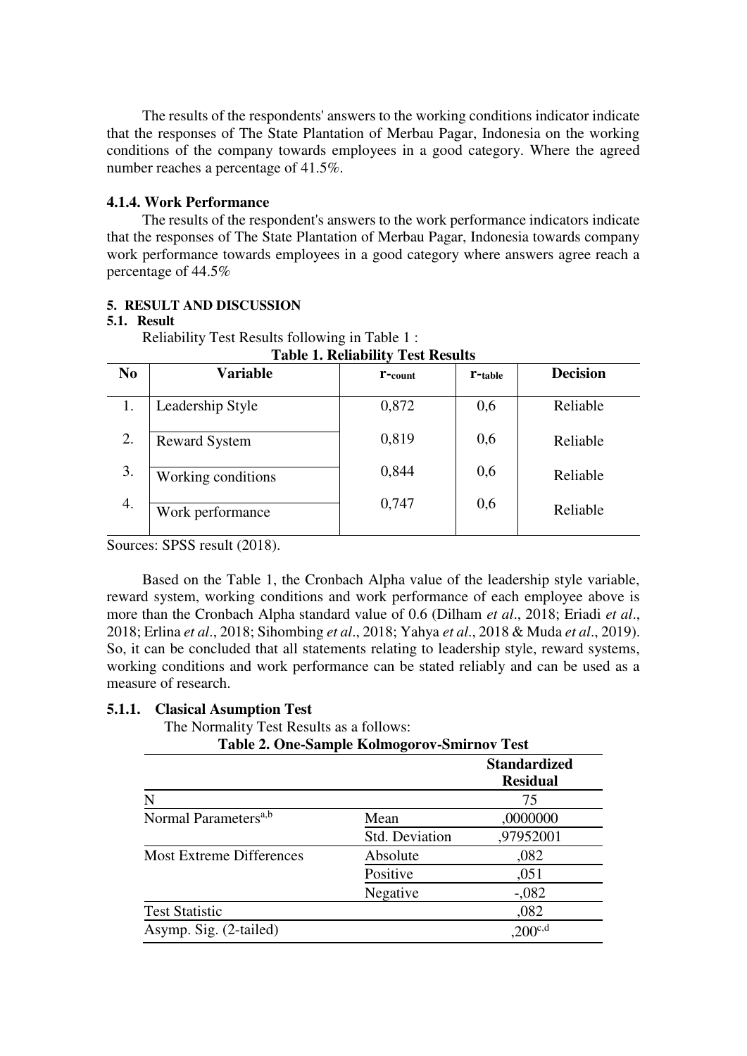The results of the respondents' answers to the working conditions indicator indicate that the responses of The State Plantation of Merbau Pagar, Indonesia on the working conditions of the company towards employees in a good category. Where the agreed number reaches a percentage of 41.5%.

#### 4.1.4. Work Performance

The results of the respondent's answers to the work performance indicators indicate that the responses of The State Plantation of Merbau Pagar, Indonesia towards company work performance towards employees in a good category where answers agree reach a percentage of 44.5%

## 5. RESULT AND DISCUSSION

### 5.1. Result

Reliability Test Results following in Table 1 :

**Table 1. Reliability Test Results**

| No | Variable | $r_{count}$ | $r_{table}$ | Decision |
|---|---|---|---|---|
| 1. | Leadership Style | 0,872 | 0,6 | Reliable |
| 2. | Reward System | 0,819 | 0,6 | Reliable |
| 3. | Working conditions | 0,844 | 0,6 | Reliable |
| 4. | Work performance | 0,747 | 0,6 | Reliable |

Sources: SPSS result (2018).

Based on the Table 1, the Cronbach Alpha value of the leadership style variable, reward system, working conditions and work performance of each employee above is more than the Cronbach Alpha standard value of 0.6 (Dilham *et al*., 2018; Eriadi *et al*., 2018; Erlina *et al*., 2018; Sihombing *et al*., 2018; Yahya *et al*., 2018 & Muda *et al*., 2019). So, it can be concluded that all statements relating to leadership style, reward systems, working conditions and work performance can be stated reliably and can be used as a measure of research.

### 5.1.1. Clasical Asumption Test

The Normality Test Results as a follows:

**Table 2. One-Sample Kolmogorov-Smirnov Test**

| | | Standardized Residual |
|---|---|---|
| N | | 75 |
| Normal Parameters[a,b] | Mean | ,0000000 |
| | Std. Deviation | ,97952001 |
| Most Extreme Differences | Absolute | ,082 |
| | Positive | ,051 |
| | Negative | -,082 |
| Test Statistic | | ,082 |
| Asymp. Sig. (2-tailed) | | ,200[c,d] |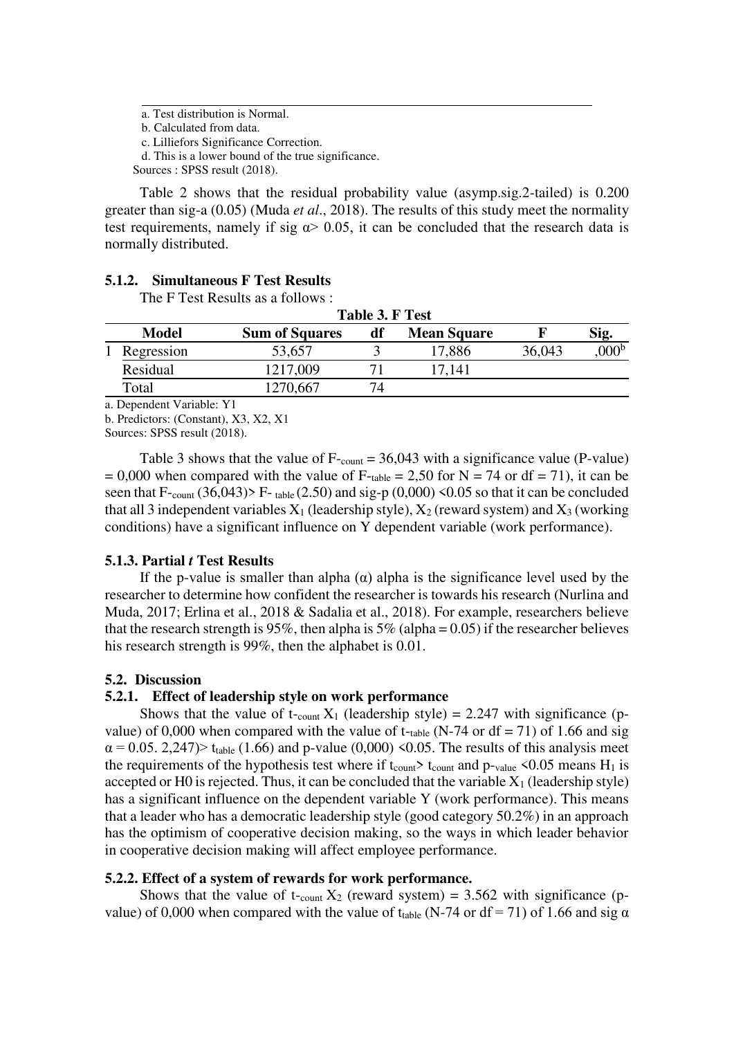a. Test distribution is Normal.

b. Calculated from data.

c. Lilliefors Significance Correction.

d. This is a lower bound of the true significance.

Sources : SPSS result (2018).

Table 2 shows that the residual probability value (asymp.sig.2-tailed) is 0.200 greater than sig-a (0.05) (Muda *et al*., 2018). The results of this study meet the normality test requirements, namely if sig $\alpha > 0.05$, it can be concluded that the research data is normally distributed.

### 5.1.2. Simultaneous F Test Results

The F Test Results as a follows :

**Table 3. F Test**

| Model | Sum of Squares | df | Mean Square | F | Sig. |
|---|---|---|---|---|---|
| 1 Regression | 53,657 | 3 | 17,886 | 36,043 | ,000[b] |
| Residual | 1217,009 | 71 | 17,141 | | |
| Total | 1270,667 | 74 | | | |

a. Dependent Variable: Y1

b. Predictors: (Constant), X3, X2, X1

Sources: SPSS result (2018).

Table 3 shows that the value of $F_{count}$ = 36,043 with a significance value (P-value) = 0,000 when compared with the value of $F_{table}$ = 2,50 for N = 74 or df = 71), it can be seen that $F_{count}$ (36,043)> $F_{table}$ (2.50) and sig-p (0,000) <0.05 so that it can be concluded that all 3 independent variables $X_1$ (leadership style), $X_2$ (reward system) and $X_3$ (working conditions) have a significant influence on Y dependent variable (work performance).

### 5.1.3. Partial *t* Test Results

If the p-value is smaller than alpha ($\alpha$) alpha is the significance level used by the researcher to determine how confident the researcher is towards his research (Nurlina and Muda, 2017; Erlina et al., 2018 & Sadalia et al., 2018). For example, researchers believe that the research strength is 95%, then alpha is 5% (alpha = 0.05) if the researcher believes his research strength is 99%, then the alphabet is 0.01.

## 5.2. Discussion

### 5.2.1. Effect of leadership style on work performance

Shows that the value of $t_{count}$ $X_1$ (leadership style) = 2.247 with significance (p-value) of 0,000 when compared with the value of $t_{table}$ (N-74 or df = 71) of 1.66 and sig $\alpha$ = 0.05. 2,247)> $t_{table}$ (1.66) and p-value (0,000) <0.05. The results of this analysis meet the requirements of the hypothesis test where if $t_{count}$> $t_{count}$ and $p_{value}$ <0.05 means $H_1$ is accepted or H0 is rejected. Thus, it can be concluded that the variable $X_1$ (leadership style) has a significant influence on the dependent variable Y (work performance). This means that a leader who has a democratic leadership style (good category 50.2%) in an approach has the optimism of cooperative decision making, so the ways in which leader behavior in cooperative decision making will affect employee performance.

### 5.2.2. Effect of a system of rewards for work performance.

Shows that the value of $t_{count}$ $X_2$ (reward system) = 3.562 with significance (p-value) of 0,000 when compared with the value of $t_{table}$ (N-74 or df = 71) of 1.66 and sig $\alpha$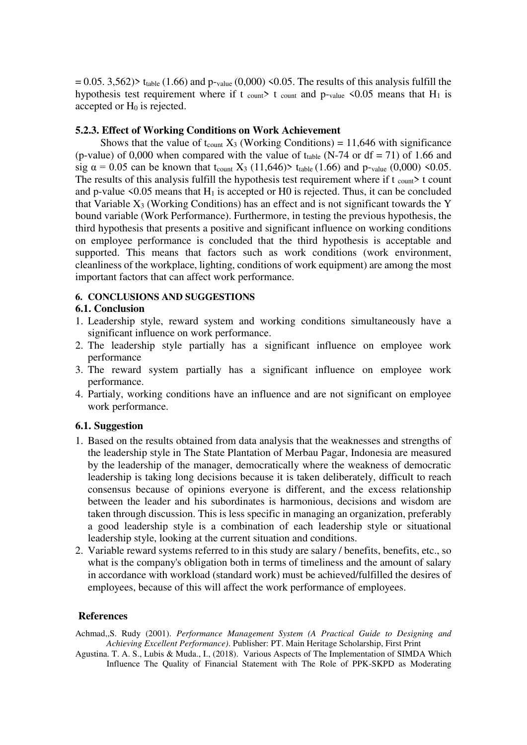= 0.05. 3,562)> $t_{table}$ (1.66) and $p_{-value}$ (0,000) <0.05. The results of this analysis fulfill the hypothesis test requirement where if $t_{count}$> $t_{count}$ and $p_{-value}$ <0.05 means that $H_1$ is accepted or $H_0$ is rejected.

### 5.2.3. Effect of Working Conditions on Work Achievement

Shows that the value of $t_{count}$ $X_3$ (Working Conditions) = 11,646 with significance (p-value) of 0,000 when compared with the value of $t_{table}$ (N-74 or df = 71) of 1.66 and sig $\alpha$ = 0.05 can be known that $t_{count}$ $X_3$ (11,646)> $t_{table}$ (1.66) and $p_{-value}$ (0,000) <0.05. The results of this analysis fulfill the hypothesis test requirement where if $t_{count}$> t count and p-value <0.05 means that $H_1$ is accepted or H0 is rejected. Thus, it can be concluded that Variable $X_3$ (Working Conditions) has an effect and is not significant towards the Y bound variable (Work Performance). Furthermore, in testing the previous hypothesis, the third hypothesis that presents a positive and significant influence on working conditions on employee performance is concluded that the third hypothesis is acceptable and supported. This means that factors such as work conditions (work environment, cleanliness of the workplace, lighting, conditions of work equipment) are among the most important factors that can affect work performance.

## 6. CONCLUSIONS AND SUGGESTIONS

### 6.1. Conclusion

1. Leadership style, reward system and working conditions simultaneously have a significant influence on work performance.
2. The leadership style partially has a significant influence on employee work performance
3. The reward system partially has a significant influence on employee work performance.
4. Partialy, working conditions have an influence and are not significant on employee work performance.

### 6.1. Suggestion

1. Based on the results obtained from data analysis that the weaknesses and strengths of the leadership style in The State Plantation of Merbau Pagar, Indonesia are measured by the leadership of the manager, democratically where the weakness of democratic leadership is taking long decisions because it is taken deliberately, difficult to reach consensus because of opinions everyone is different, and the excess relationship between the leader and his subordinates is harmonious, decisions and wisdom are taken through discussion. This is less specific in managing an organization, preferably a good leadership style is a combination of each leadership style or situational leadership style, looking at the current situation and conditions.
2. Variable reward systems referred to in this study are salary / benefits, benefits, etc., so what is the company's obligation both in terms of timeliness and the amount of salary in accordance with workload (standard work) must be achieved/fulfilled the desires of employees, because of this will affect the work performance of employees.

## References

Achmad,,S. Rudy (2001). *Performance Management System (A Practical Guide to Designing and Achieving Excellent Performance)*. Publisher: PT. Main Heritage Scholarship, First Print

Agustina. T. A. S., Lubis & Muda., I., (2018). Various Aspects of The Implementation of SIMDA Which Influence The Quality of Financial Statement with The Role of PPK-SKPD as Moderating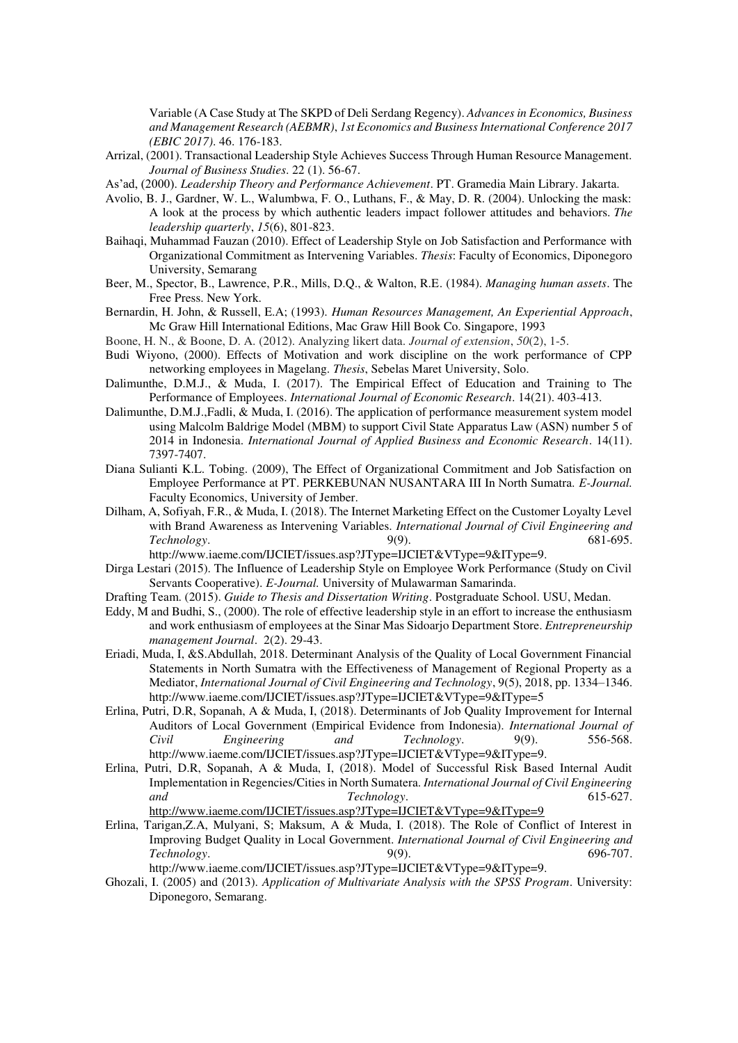Variable (A Case Study at The SKPD of Deli Serdang Regency). *Advances in Economics, Business and Management Research (AEBMR)*, *1st Economics and Business International Conference 2017 (EBIC 2017)*. 46. 176-183.

Arrizal, (2001). Transactional Leadership Style Achieves Success Through Human Resource Management. *Journal of Business Studies*. 22 (1). 56-67.

As'ad, (2000). *Leadership Theory and Performance Achievement*. PT. Gramedia Main Library. Jakarta.

Avolio, B. J., Gardner, W. L., Walumbwa, F. O., Luthans, F., & May, D. R. (2004). Unlocking the mask: A look at the process by which authentic leaders impact follower attitudes and behaviors. *The leadership quarterly*, *15*(6), 801-823.

Baihaqi, Muhammad Fauzan (2010). Effect of Leadership Style on Job Satisfaction and Performance with Organizational Commitment as Intervening Variables. *Thesis*: Faculty of Economics, Diponegoro University, Semarang

Beer, M., Spector, B., Lawrence, P.R., Mills, D.Q., & Walton, R.E. (1984). *Managing human assets*. The Free Press. New York.

Bernardin, H. John, & Russell, E.A; (1993). *Human Resources Management, An Experiential Approach*, Mc Graw Hill International Editions, Mac Graw Hill Book Co. Singapore, 1993

Boone, H. N., & Boone, D. A. (2012). Analyzing likert data. *Journal of extension*, *50*(2), 1-5.

Budi Wiyono, (2000). Effects of Motivation and work discipline on the work performance of CPP networking employees in Magelang. *Thesis*, Sebelas Maret University, Solo.

Dalimunthe, D.M.J., & Muda, I. (2017). The Empirical Effect of Education and Training to The Performance of Employees. *International Journal of Economic Research*. 14(21). 403-413.

Dalimunthe, D.M.J.,Fadli, & Muda, I. (2016). The application of performance measurement system model using Malcolm Baldrige Model (MBM) to support Civil State Apparatus Law (ASN) number 5 of 2014 in Indonesia. *International Journal of Applied Business and Economic Research*. 14(11). 7397-7407.

Diana Sulianti K.L. Tobing. (2009), The Effect of Organizational Commitment and Job Satisfaction on Employee Performance at PT. PERKEBUNAN NUSANTARA III In North Sumatra. *E-Journal.* Faculty Economics, University of Jember.

Dilham, A, Sofiyah, F.R., & Muda, I. (2018). The Internet Marketing Effect on the Customer Loyalty Level with Brand Awareness as Intervening Variables. *International Journal of Civil Engineering and Technology*. 9(9). 681-695. http://www.iaeme.com/IJCIET/issues.asp?JType=IJCIET&VType=9&IType=9.

Dirga Lestari (2015). The Influence of Leadership Style on Employee Work Performance (Study on Civil Servants Cooperative). *E-Journal.* University of Mulawarman Samarinda.

Drafting Team. (2015). *Guide to Thesis and Dissertation Writing*. Postgraduate School. USU, Medan.

Eddy, M and Budhi, S., (2000). The role of effective leadership style in an effort to increase the enthusiasm and work enthusiasm of employees at the Sinar Mas Sidoarjo Department Store. *Entrepreneurship management Journal*. 2(2). 29-43.

Eriadi, Muda, I, &S.Abdullah, 2018. Determinant Analysis of the Quality of Local Government Financial Statements in North Sumatra with the Effectiveness of Management of Regional Property as a Mediator, *International Journal of Civil Engineering and Technology*, 9(5), 2018, pp. 1334–1346. http://www.iaeme.com/IJCIET/issues.asp?JType=IJCIET&VType=9&IType=5

Erlina, Putri, D.R, Sopanah, A & Muda, I, (2018). Determinants of Job Quality Improvement for Internal Auditors of Local Government (Empirical Evidence from Indonesia). *International Journal of Civil Engineering and Technology*. 9(9). 556-568. http://www.iaeme.com/IJCIET/issues.asp?JType=IJCIET&VType=9&IType=9.

Erlina, Putri, D.R, Sopanah, A & Muda, I, (2018). Model of Successful Risk Based Internal Audit Implementation in Regencies/Cities in North Sumatera. *International Journal of Civil Engineering and Technology*. 615-627. http://www.iaeme.com/IJCIET/issues.asp?JType=IJCIET&VType=9&IType=9

Erlina, Tarigan,Z.A, Mulyani, S; Maksum, A & Muda, I. (2018). The Role of Conflict of Interest in Improving Budget Quality in Local Government. *International Journal of Civil Engineering and Technology*. 9(9). 696-707. http://www.iaeme.com/IJCIET/issues.asp?JType=IJCIET&VType=9&IType=9.

Ghozali, I. (2005) and (2013). *Application of Multivariate Analysis with the SPSS Program*. University: Diponegoro, Semarang.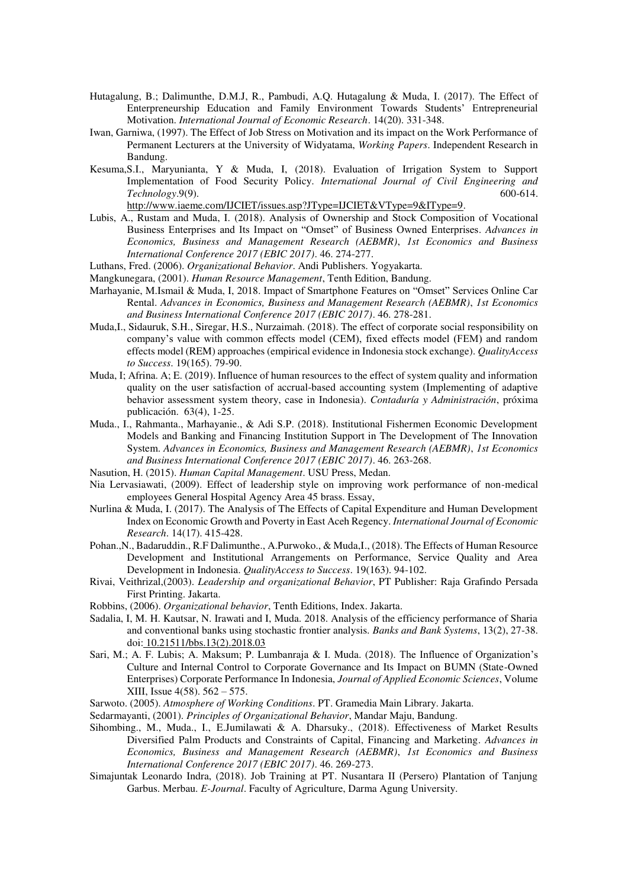Hutagalung, B.; Dalimunthe, D.M.J, R., Pambudi, A.Q. Hutagalung & Muda, I. (2017). The Effect of Enterpreneurship Education and Family Environment Towards Students' Entrepreneurial Motivation. *International Journal of Economic Research*. 14(20). 331-348.

Iwan, Garniwa, (1997). The Effect of Job Stress on Motivation and its impact on the Work Performance of Permanent Lecturers at the University of Widyatama, *Working Papers*. Independent Research in Bandung.

Kesuma,S.I., Maryunianta, Y & Muda, I, (2018). Evaluation of Irrigation System to Support Implementation of Food Security Policy. *International Journal of Civil Engineering and Technology*.9(9). 600-614. http://www.iaeme.com/IJCIET/issues.asp?JType=IJCIET&VType=9&IType=9.

Lubis, A., Rustam and Muda, I. (2018). Analysis of Ownership and Stock Composition of Vocational Business Enterprises and Its Impact on "Omset" of Business Owned Enterprises. *Advances in Economics, Business and Management Research (AEBMR)*, *1st Economics and Business International Conference 2017 (EBIC 2017)*. 46. 274-277.

Luthans, Fred. (2006). *Organizational Behavior*. Andi Publishers. Yogyakarta.

Mangkunegara, (2001). *Human Resource Management*, Tenth Edition, Bandung.

Marhayanie, M.Ismail & Muda, I, 2018. Impact of Smartphone Features on "Omset" Services Online Car Rental. *Advances in Economics, Business and Management Research (AEBMR)*, *1st Economics and Business International Conference 2017 (EBIC 2017)*. 46. 278-281.

Muda,I., Sidauruk, S.H., Siregar, H.S., Nurzaimah. (2018). The effect of corporate social responsibility on company's value with common effects model (CEM), fixed effects model (FEM) and random effects model (REM) approaches (empirical evidence in Indonesia stock exchange). *QualityAccess to Success*. 19(165). 79-90.

Muda, I; Afrina. A; E. (2019). Influence of human resources to the effect of system quality and information quality on the user satisfaction of accrual-based accounting system (Implementing of adaptive behavior assessment system theory, case in Indonesia). *Contaduría y Administración*, próxima publicación. 63(4), 1-25.

Muda., I., Rahmanta., Marhayanie., & Adi S.P. (2018). Institutional Fishermen Economic Development Models and Banking and Financing Institution Support in The Development of The Innovation System. *Advances in Economics, Business and Management Research (AEBMR)*, *1st Economics and Business International Conference 2017 (EBIC 2017)*. 46. 263-268.

Nasution, H. (2015). *Human Capital Management*. USU Press, Medan.

Nia Lervasiawati, (2009). Effect of leadership style on improving work performance of non-medical employees General Hospital Agency Area 45 brass. Essay,

Nurlina & Muda, I. (2017). The Analysis of The Effects of Capital Expenditure and Human Development Index on Economic Growth and Poverty in East Aceh Regency. *International Journal of Economic Research*. 14(17). 415-428.

Pohan.,N., Badaruddin., R.F Dalimunthe., A.Purwoko., & Muda,I., (2018). The Effects of Human Resource Development and Institutional Arrangements on Performance, Service Quality and Area Development in Indonesia. *QualityAccess to Success*. 19(163). 94-102.

Rivai, Veithrizal,(2003). *Leadership and organizational Behavior*, PT Publisher: Raja Grafindo Persada First Printing. Jakarta.

Robbins, (2006). *Organizational behavior*, Tenth Editions, Index. Jakarta.

Sadalia, I, M. H. Kautsar, N. Irawati and I, Muda. 2018. Analysis of the efficiency performance of Sharia and conventional banks using stochastic frontier analysis. *Banks and Bank Systems*, 13(2), 27-38. doi: 10.21511/bbs.13(2).2018.03

Sari, M.; A. F. Lubis; A. Maksum; P. Lumbanraja & I. Muda. (2018). The Influence of Organization's Culture and Internal Control to Corporate Governance and Its Impact on BUMN (State-Owned Enterprises) Corporate Performance In Indonesia, *Journal of Applied Economic Sciences*, Volume XIII, Issue 4(58). 562 – 575.

Sarwoto. (2005). *Atmosphere of Working Conditions*. PT. Gramedia Main Library. Jakarta.

Sedarmayanti, (2001). *Principles of Organizational Behavior*, Mandar Maju, Bandung.

Sihombing., M., Muda., I., E.Jumilawati & A. Dharsuky., (2018). Effectiveness of Market Results Diversified Palm Products and Constraints of Capital, Financing and Marketing. *Advances in Economics, Business and Management Research (AEBMR)*, *1st Economics and Business International Conference 2017 (EBIC 2017)*. 46. 269-273.

Simajuntak Leonardo Indra, (2018). Job Training at PT. Nusantara II (Persero) Plantation of Tanjung Garbus. Merbau. *E-Journal*. Faculty of Agriculture, Darma Agung University.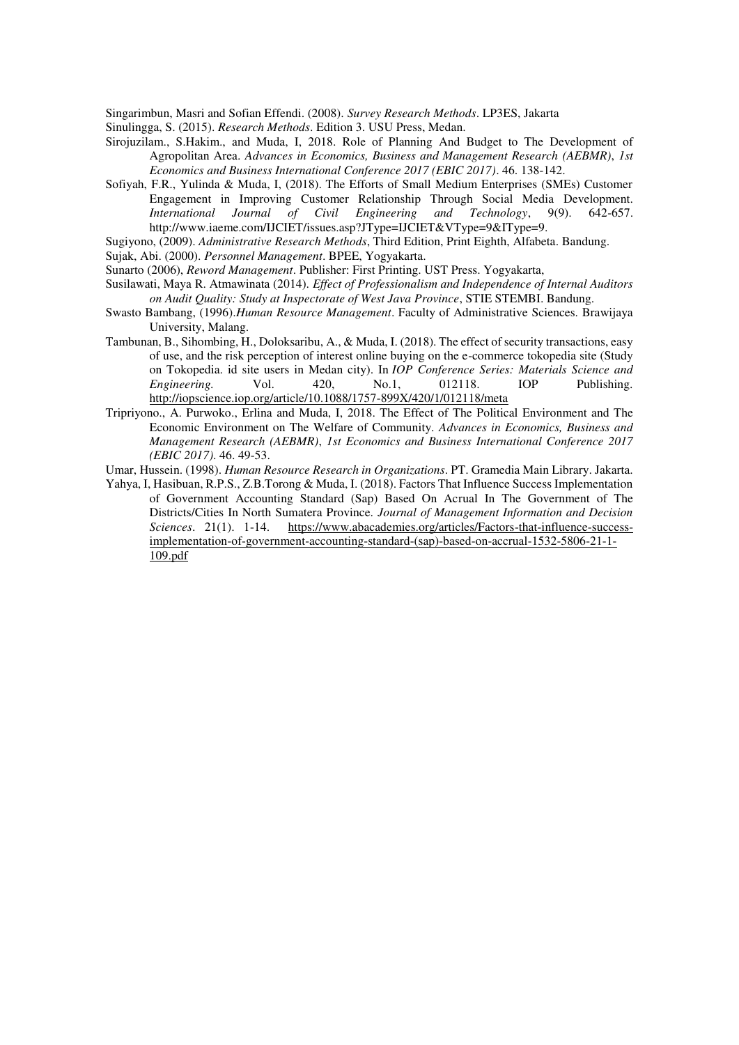Singarimbun, Masri and Sofian Effendi. (2008). *Survey Research Methods*. LP3ES, Jakarta

Sinulingga, S. (2015). *Research Methods*. Edition 3. USU Press, Medan.

Sirojuzilam., S.Hakim., and Muda, I, 2018. Role of Planning And Budget to The Development of Agropolitan Area. *Advances in Economics, Business and Management Research (AEBMR)*, *1st Economics and Business International Conference 2017 (EBIC 2017)*. 46. 138-142.

Sofiyah, F.R., Yulinda & Muda, I, (2018). The Efforts of Small Medium Enterprises (SMEs) Customer Engagement in Improving Customer Relationship Through Social Media Development. *International Journal of Civil Engineering and Technology*, 9(9). 642-657. http://www.iaeme.com/IJCIET/issues.asp?JType=IJCIET&VType=9&IType=9.

Sugiyono, (2009). *Administrative Research Methods*, Third Edition, Print Eighth, Alfabeta. Bandung.

Sujak, Abi. (2000). *Personnel Management*. BPEE, Yogyakarta.

Sunarto (2006), *Reword Management*. Publisher: First Printing. UST Press. Yogyakarta,

Susilawati, Maya R. Atmawinata (2014). *Effect of Professionalism and Independence of Internal Auditors on Audit Quality: Study at Inspectorate of West Java Province*, STIE STEMBI. Bandung.

Swasto Bambang, (1996).*Human Resource Management*. Faculty of Administrative Sciences. Brawijaya University, Malang.

Tambunan, B., Sihombing, H., Doloksaribu, A., & Muda, I. (2018). The effect of security transactions, easy of use, and the risk perception of interest online buying on the e-commerce tokopedia site (Study on Tokopedia. id site users in Medan city). In *IOP Conference Series: Materials Science and Engineering*. Vol. 420, No.1, 012118. IOP Publishing. http://iopscience.iop.org/article/10.1088/1757-899X/420/1/012118/meta

Tripriyono., A. Purwoko., Erlina and Muda, I, 2018. The Effect of The Political Environment and The Economic Environment on The Welfare of Community. *Advances in Economics, Business and Management Research (AEBMR)*, *1st Economics and Business International Conference 2017 (EBIC 2017)*. 46. 49-53.

Umar, Hussein. (1998). *Human Resource Research in Organizations*. PT. Gramedia Main Library. Jakarta.

Yahya, I, Hasibuan, R.P.S., Z.B.Torong & Muda, I. (2018). Factors That Influence Success Implementation of Government Accounting Standard (Sap) Based On Acrual In The Government of The Districts/Cities In North Sumatera Province. *Journal of Management Information and Decision Sciences*. 21(1). 1-14. https://www.abacademies.org/articles/Factors-that-influence-success-implementation-of-government-accounting-standard-(sap)-based-on-accrual-1532-5806-21-1-109.pdf